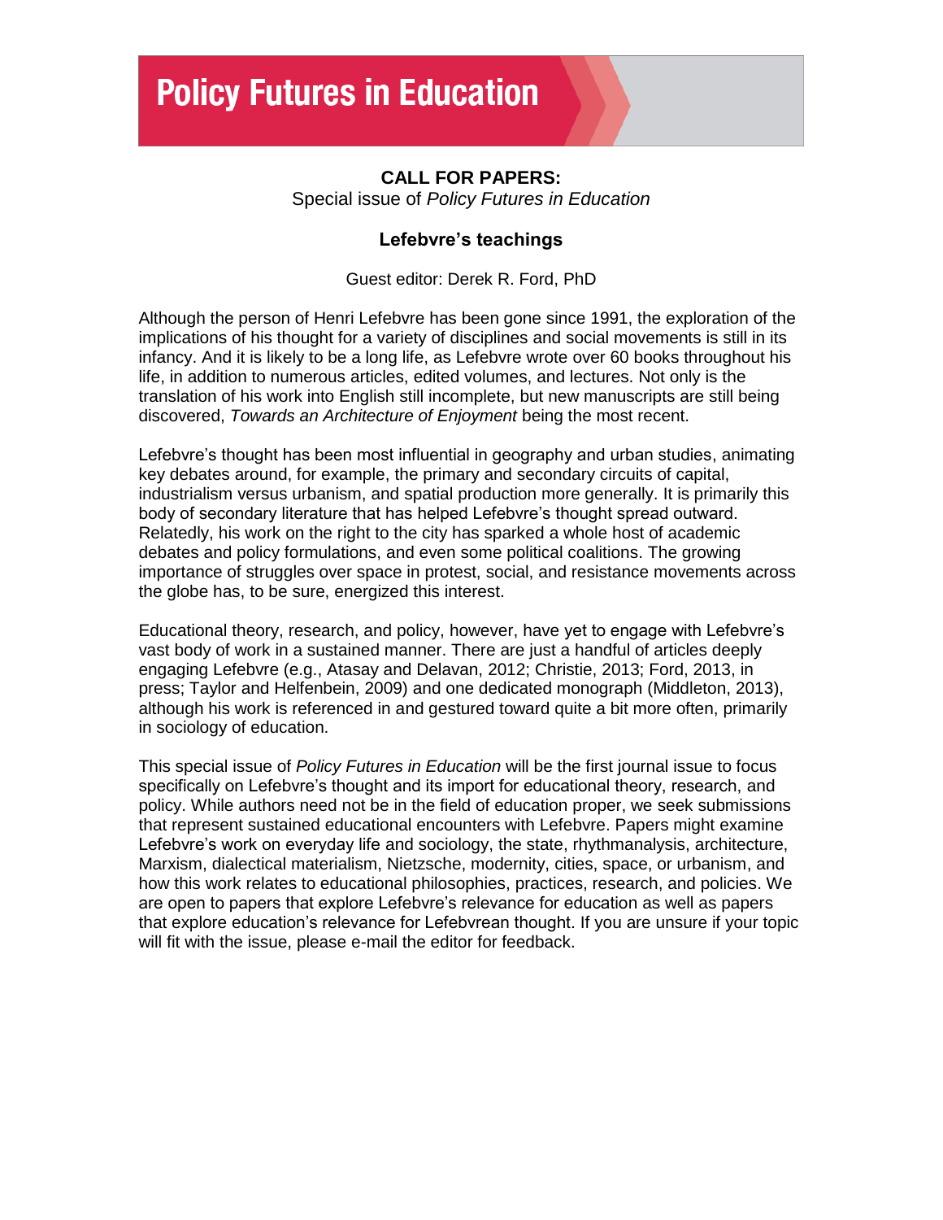# Policy Futures in Education

**CALL FOR PAPERS:**

Special issue of *Policy Futures in Education*

## Lefebvre's teachings

Guest editor: Derek R. Ford, PhD

Although the person of Henri Lefebvre has been gone since 1991, the exploration of the implications of his thought for a variety of disciplines and social movements is still in its infancy. And it is likely to be a long life, as Lefebvre wrote over 60 books throughout his life, in addition to numerous articles, edited volumes, and lectures. Not only is the translation of his work into English still incomplete, but new manuscripts are still being discovered, *Towards an Architecture of Enjoyment* being the most recent.

Lefebvre's thought has been most influential in geography and urban studies, animating key debates around, for example, the primary and secondary circuits of capital, industrialism versus urbanism, and spatial production more generally. It is primarily this body of secondary literature that has helped Lefebvre's thought spread outward. Relatedly, his work on the right to the city has sparked a whole host of academic debates and policy formulations, and even some political coalitions. The growing importance of struggles over space in protest, social, and resistance movements across the globe has, to be sure, energized this interest.

Educational theory, research, and policy, however, have yet to engage with Lefebvre's vast body of work in a sustained manner. There are just a handful of articles deeply engaging Lefebvre (e.g., Atasay and Delavan, 2012; Christie, 2013; Ford, 2013, in press; Taylor and Helfenbein, 2009) and one dedicated monograph (Middleton, 2013), although his work is referenced in and gestured toward quite a bit more often, primarily in sociology of education.

This special issue of *Policy Futures in Education* will be the first journal issue to focus specifically on Lefebvre's thought and its import for educational theory, research, and policy. While authors need not be in the field of education proper, we seek submissions that represent sustained educational encounters with Lefebvre. Papers might examine Lefebvre's work on everyday life and sociology, the state, rhythmanalysis, architecture, Marxism, dialectical materialism, Nietzsche, modernity, cities, space, or urbanism, and how this work relates to educational philosophies, practices, research, and policies. We are open to papers that explore Lefebvre's relevance for education as well as papers that explore education's relevance for Lefebvrean thought. If you are unsure if your topic will fit with the issue, please e-mail the editor for feedback.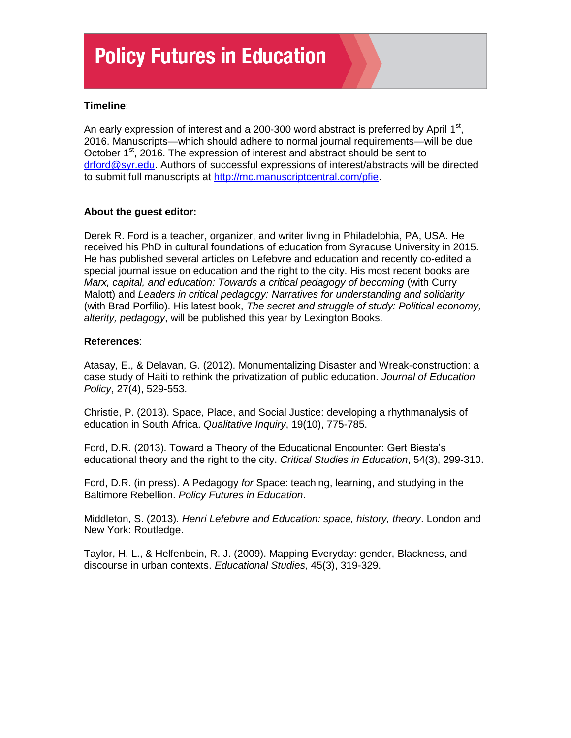# Policy Futures in Education

**Timeline**:

An early expression of interest and a 200-300 word abstract is preferred by April 1st, 2016. Manuscripts—which should adhere to normal journal requirements—will be due October 1st, 2016. The expression of interest and abstract should be sent to drford@syr.edu. Authors of successful expressions of interest/abstracts will be directed to submit full manuscripts at http://mc.manuscriptcentral.com/pfie.

**About the guest editor:**

Derek R. Ford is a teacher, organizer, and writer living in Philadelphia, PA, USA. He received his PhD in cultural foundations of education from Syracuse University in 2015. He has published several articles on Lefebvre and education and recently co-edited a special journal issue on education and the right to the city. His most recent books are *Marx, capital, and education: Towards a critical pedagogy of becoming* (with Curry Malott) and *Leaders in critical pedagogy: Narratives for understanding and solidarity* (with Brad Porfilio). His latest book, *The secret and struggle of study: Political economy, alterity, pedagogy*, will be published this year by Lexington Books.

**References**:

Atasay, E., & Delavan, G. (2012). Monumentalizing Disaster and Wreak-construction: a case study of Haiti to rethink the privatization of public education. *Journal of Education Policy*, 27(4), 529-553.

Christie, P. (2013). Space, Place, and Social Justice: developing a rhythmanalysis of education in South Africa. *Qualitative Inquiry*, 19(10), 775-785.

Ford, D.R. (2013). Toward a Theory of the Educational Encounter: Gert Biesta's educational theory and the right to the city. *Critical Studies in Education*, 54(3), 299-310.

Ford, D.R. (in press). A Pedagogy *for* Space: teaching, learning, and studying in the Baltimore Rebellion. *Policy Futures in Education*.

Middleton, S. (2013). *Henri Lefebvre and Education: space, history, theory*. London and New York: Routledge.

Taylor, H. L., & Helfenbein, R. J. (2009). Mapping Everyday: gender, Blackness, and discourse in urban contexts. *Educational Studies*, 45(3), 319-329.